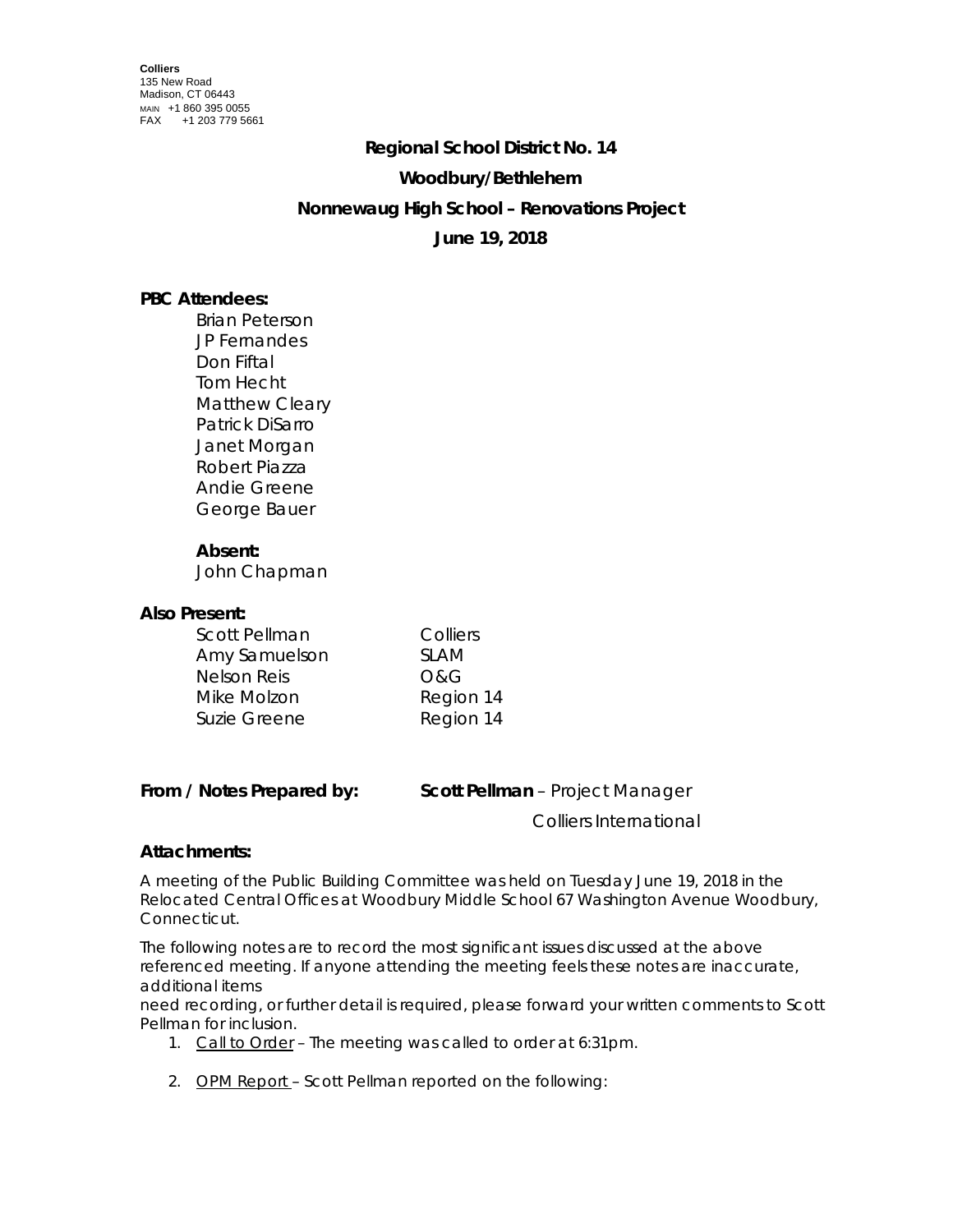**Colliers**
135 New Road
Madison, CT 06443
MAIN +1 860 395 0055
FAX +1 203 779 5661

**Regional School District No. 14**

**Woodbury/Bethlehem**

**Nonnewaug High School – Renovations Project**

**June 19, 2018**

**PBC Attendees:**

Brian Peterson
JP Fernandes
Don Fiftal
Tom Hecht
Matthew Cleary
Patrick DiSarro
Janet Morgan
Robert Piazza
Andie Greene
George Bauer

**Absent:**

John Chapman

**Also Present:**

| | |
|---|---|
| Scott Pellman | Colliers |
| Amy Samuelson | SLAM |
| Nelson Reis | O&G |
| Mike Molzon | Region 14 |
| Suzie Greene | Region 14 |

**From / Notes Prepared by:** **Scott Pellman** – Project Manager
Colliers International

**Attachments:**

A meeting of the Public Building Committee was held on Tuesday June 19, 2018 in the Relocated Central Offices at Woodbury Middle School 67 Washington Avenue Woodbury, Connecticut.

The following notes are to record the most significant issues discussed at the above referenced meeting. If anyone attending the meeting feels these notes are inaccurate, additional items
need recording, or further detail is required, please forward your written comments to Scott Pellman for inclusion.

1. Call to Order – The meeting was called to order at 6:31pm.

2. OPM Report – Scott Pellman reported on the following: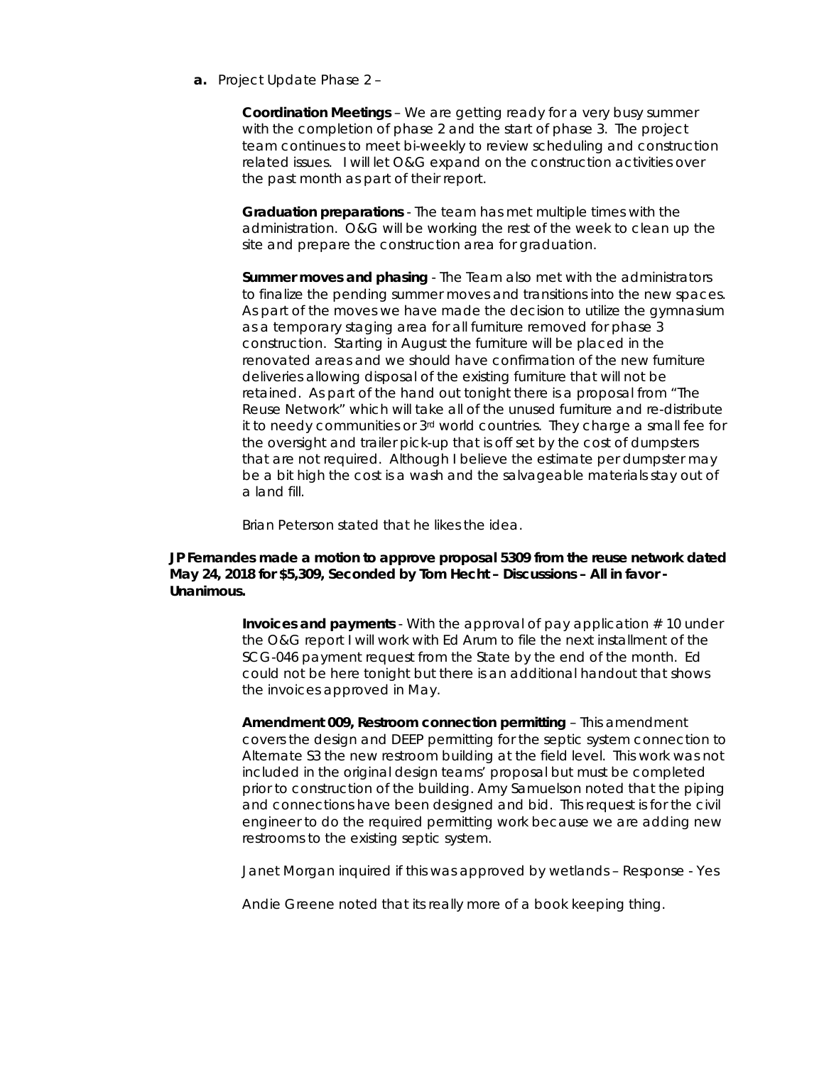**a.** *Project Update Phase 2 –*

**Coordination Meetings** – We are getting ready for a very busy summer with the completion of phase 2 and the start of phase 3. The project team continues to meet bi-weekly to review scheduling and construction related issues. I will let O&G expand on the construction activities over the past month as part of their report.

**Graduation preparations** - The team has met multiple times with the administration. O&G will be working the rest of the week to clean up the site and prepare the construction area for graduation.

**Summer moves and phasing** - The Team also met with the administrators to finalize the pending summer moves and transitions into the new spaces. As part of the moves we have made the decision to utilize the gymnasium as a temporary staging area for all furniture removed for phase 3 construction. Starting in August the furniture will be placed in the renovated areas and we should have confirmation of the new furniture deliveries allowing disposal of the existing furniture that will not be retained. As part of the hand out tonight there is a proposal from "The Reuse Network" which will take all of the unused furniture and re-distribute it to needy communities or 3rd world countries. They charge a small fee for the oversight and trailer pick-up that is off set by the cost of dumpsters that are not required. Although I believe the estimate per dumpster may be a bit high the cost is a wash and the salvageable materials stay out of a land fill.

Brian Peterson stated that he likes the idea.

**JP Fernandes made a motion to approve proposal 5309 from the reuse network dated May 24, 2018 for $5,309, Seconded by Tom Hecht – Discussions – All in favor - Unanimous.**

**Invoices and payments** - With the approval of pay application # 10 under the O&G report I will work with Ed Arum to file the next installment of the SCG-046 payment request from the State by the end of the month. Ed could not be here tonight but there is an additional handout that shows the invoices approved in May.

**Amendment 009, Restroom connection permitting** – This amendment covers the design and DEEP permitting for the septic system connection to Alternate S3 the new restroom building at the field level. This work was not included in the original design teams' proposal but must be completed prior to construction of the building. Amy Samuelson noted that the piping and connections have been designed and bid. This request is for the civil engineer to do the required permitting work because we are adding new restrooms to the existing septic system.

Janet Morgan inquired if this was approved by wetlands – Response - Yes

Andie Greene noted that its really more of a book keeping thing.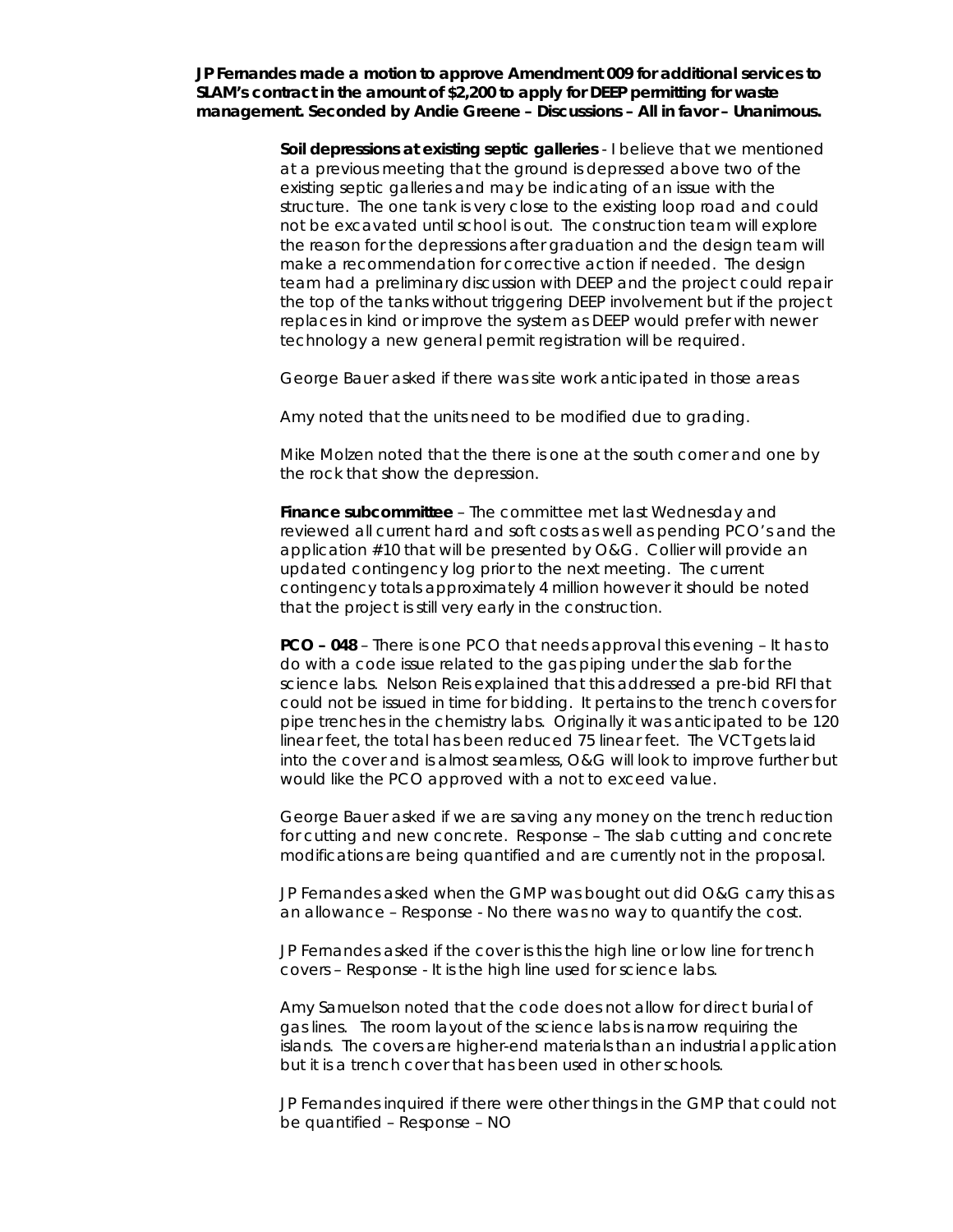**JP Fernandes made a motion to approve Amendment 009 for additional services to SLAM's contract in the amount of $2,200 to apply for DEEP permitting for waste management. Seconded by Andie Greene – Discussions – All in favor – Unanimous.**

**Soil depressions at existing septic galleries** - I believe that we mentioned at a previous meeting that the ground is depressed above two of the existing septic galleries and may be indicating of an issue with the structure. The one tank is very close to the existing loop road and could not be excavated until school is out. The construction team will explore the reason for the depressions after graduation and the design team will make a recommendation for corrective action if needed. The design team had a preliminary discussion with DEEP and the project could repair the top of the tanks without triggering DEEP involvement but if the project replaces in kind or improve the system as DEEP would prefer with newer technology a new general permit registration will be required.

George Bauer asked if there was site work anticipated in those areas

Amy noted that the units need to be modified due to grading.

Mike Molzen noted that the there is one at the south corner and one by the rock that show the depression.

**Finance subcommittee** – The committee met last Wednesday and reviewed all current hard and soft costs as well as pending PCO's and the application #10 that will be presented by O&G. Collier will provide an updated contingency log prior to the next meeting. The current contingency totals approximately 4 million however it should be noted that the project is still very early in the construction.

**PCO – 048** – There is one PCO that needs approval this evening – It has to do with a code issue related to the gas piping under the slab for the science labs. Nelson Reis explained that this addressed a pre-bid RFI that could not be issued in time for bidding. It pertains to the trench covers for pipe trenches in the chemistry labs. Originally it was anticipated to be 120 linear feet, the total has been reduced 75 linear feet. The VCT gets laid into the cover and is almost seamless, O&G will look to improve further but would like the PCO approved with a not to exceed value.

George Bauer asked if we are saving any money on the trench reduction for cutting and new concrete. Response – The slab cutting and concrete modifications are being quantified and are currently not in the proposal.

JP Fernandes asked when the GMP was bought out did O&G carry this as an allowance – Response - No there was no way to quantify the cost.

JP Fernandes asked if the cover is this the high line or low line for trench covers – Response - It is the high line used for science labs.

Amy Samuelson noted that the code does not allow for direct burial of gas lines. The room layout of the science labs is narrow requiring the islands. The covers are higher-end materials than an industrial application but it is a trench cover that has been used in other schools.

JP Fernandes inquired if there were other things in the GMP that could not be quantified – Response – NO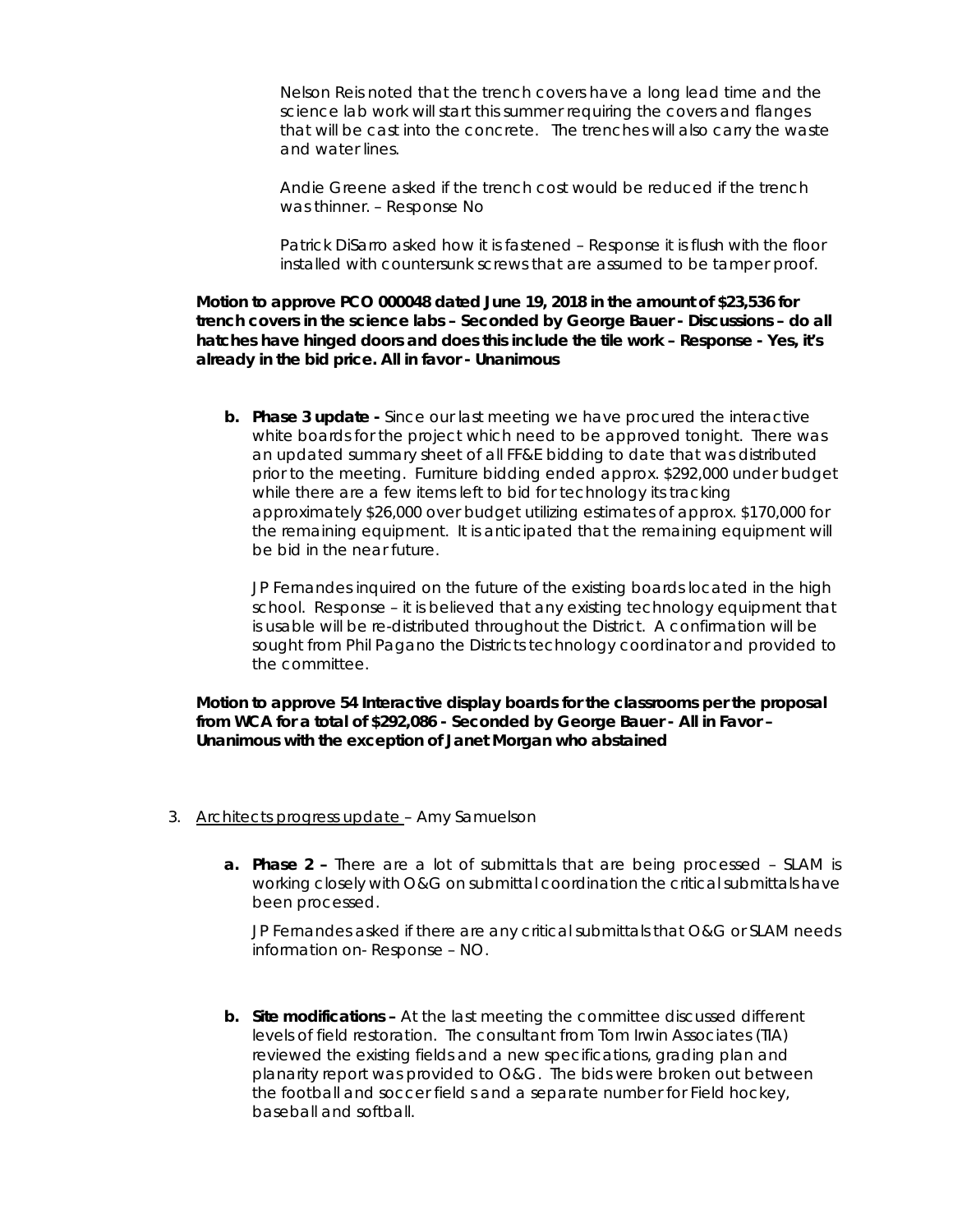Nelson Reis noted that the trench covers have a long lead time and the science lab work will start this summer requiring the covers and flanges that will be cast into the concrete. The trenches will also carry the waste and water lines.

Andie Greene asked if the trench cost would be reduced if the trench was thinner. – Response No

Patrick DiSarro asked how it is fastened – Response it is flush with the floor installed with countersunk screws that are assumed to be tamper proof.

**Motion to approve PCO 000048 dated June 19, 2018 in the amount of $23,536 for trench covers in the science labs – Seconded by George Bauer - Discussions – do all hatches have hinged doors and does this include the tile work – Response - Yes, it's already in the bid price. All in favor - Unanimous**

b. **Phase 3 update -** Since our last meeting we have procured the interactive white boards for the project which need to be approved tonight. There was an updated summary sheet of all FF&E bidding to date that was distributed prior to the meeting. Furniture bidding ended approx. $292,000 under budget while there are a few items left to bid for technology its tracking approximately $26,000 over budget utilizing estimates of approx. $170,000 for the remaining equipment. It is anticipated that the remaining equipment will be bid in the near future.

JP Fernandes inquired on the future of the existing boards located in the high school. Response – it is believed that any existing technology equipment that is usable will be re-distributed throughout the District. A confirmation will be sought from Phil Pagano the Districts technology coordinator and provided to the committee.

**Motion to approve 54 Interactive display boards for the classrooms per the proposal from WCA for a total of $292,086 - Seconded by George Bauer - All in Favor – Unanimous with the exception of Janet Morgan who abstained**

3. Architects progress update – Amy Samuelson

a. **Phase 2 –** There are a lot of submittals that are being processed – SLAM is working closely with O&G on submittal coordination the critical submittals have been processed.

JP Fernandes asked if there are any critical submittals that O&G or SLAM needs information on- Response – NO.

b. **Site modifications –** At the last meeting the committee discussed different levels of field restoration. The consultant from Tom Irwin Associates (TIA) reviewed the existing fields and a new specifications, grading plan and planarity report was provided to O&G. The bids were broken out between the football and soccer field s and a separate number for Field hockey, baseball and softball.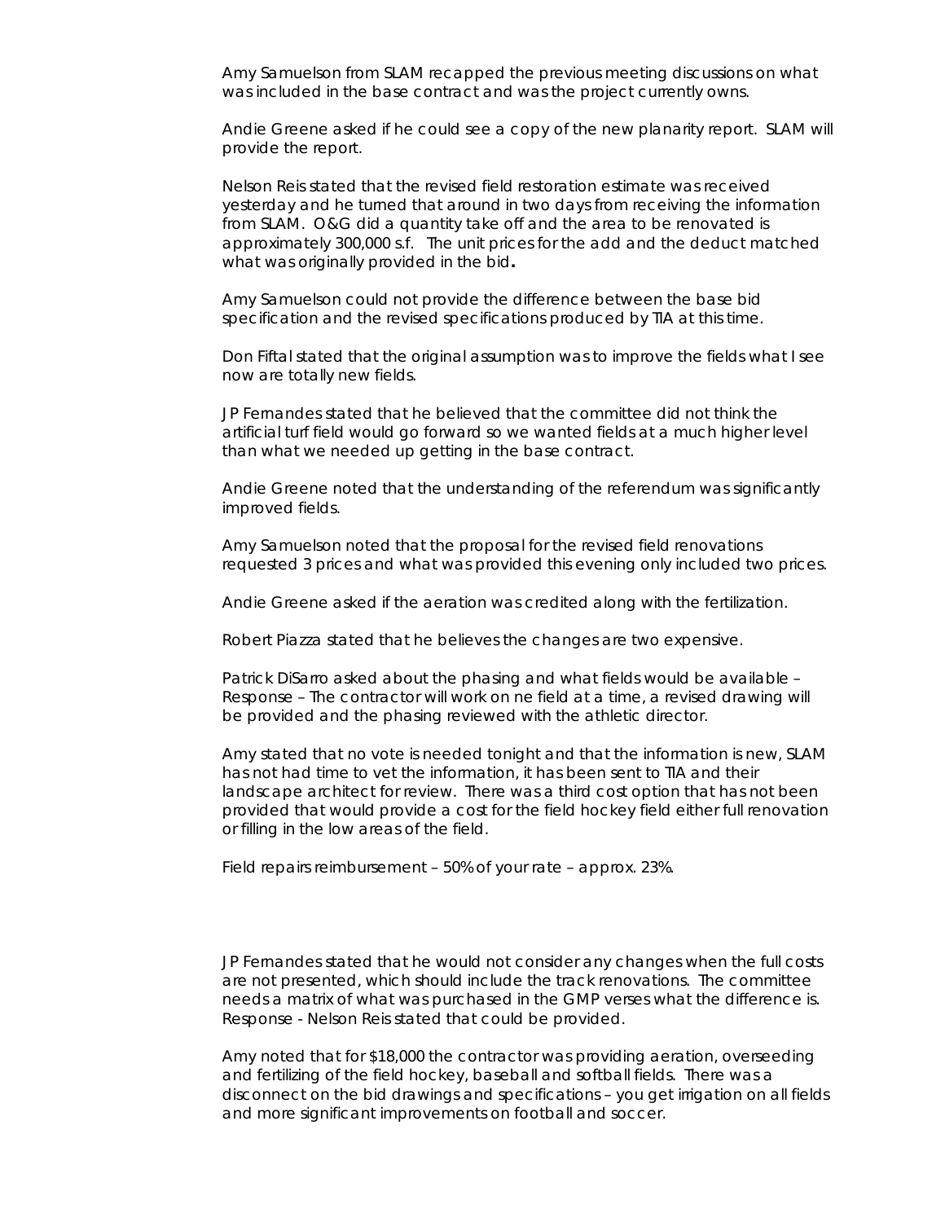Amy Samuelson from SLAM recapped the previous meeting discussions on what was included in the base contract and was the project currently owns.

Andie Greene asked if he could see a copy of the new planarity report. SLAM will provide the report.

Nelson Reis stated that the revised field restoration estimate was received yesterday and he turned that around in two days from receiving the information from SLAM. O&G did a quantity take off and the area to be renovated is approximately 300,000 s.f. The unit prices for the add and the deduct matched what was originally provided in the bid**.**

Amy Samuelson could not provide the difference between the base bid specification and the revised specifications produced by TIA at this time.

Don Fiftal stated that the original assumption was to improve the fields what I see now are totally new fields.

JP Fernandes stated that he believed that the committee did not think the artificial turf field would go forward so we wanted fields at a much higher level than what we needed up getting in the base contract.

Andie Greene noted that the understanding of the referendum was significantly improved fields.

Amy Samuelson noted that the proposal for the revised field renovations requested 3 prices and what was provided this evening only included two prices.

Andie Greene asked if the aeration was credited along with the fertilization.

Robert Piazza stated that he believes the changes are two expensive.

Patrick DiSarro asked about the phasing and what fields would be available – Response – The contractor will work on ne field at a time, a revised drawing will be provided and the phasing reviewed with the athletic director.

Amy stated that no vote is needed tonight and that the information is new, SLAM has not had time to vet the information, it has been sent to TIA and their landscape architect for review. There was a third cost option that has not been provided that would provide a cost for the field hockey field either full renovation or filling in the low areas of the field.

Field repairs reimbursement – 50% of your rate – approx. 23%.

JP Fernandes stated that he would not consider any changes when the full costs are not presented, which should include the track renovations. The committee needs a matrix of what was purchased in the GMP verses what the difference is. Response - Nelson Reis stated that could be provided.

Amy noted that for $18,000 the contractor was providing aeration, overseeding and fertilizing of the field hockey, baseball and softball fields. There was a disconnect on the bid drawings and specifications – you get irrigation on all fields and more significant improvements on football and soccer.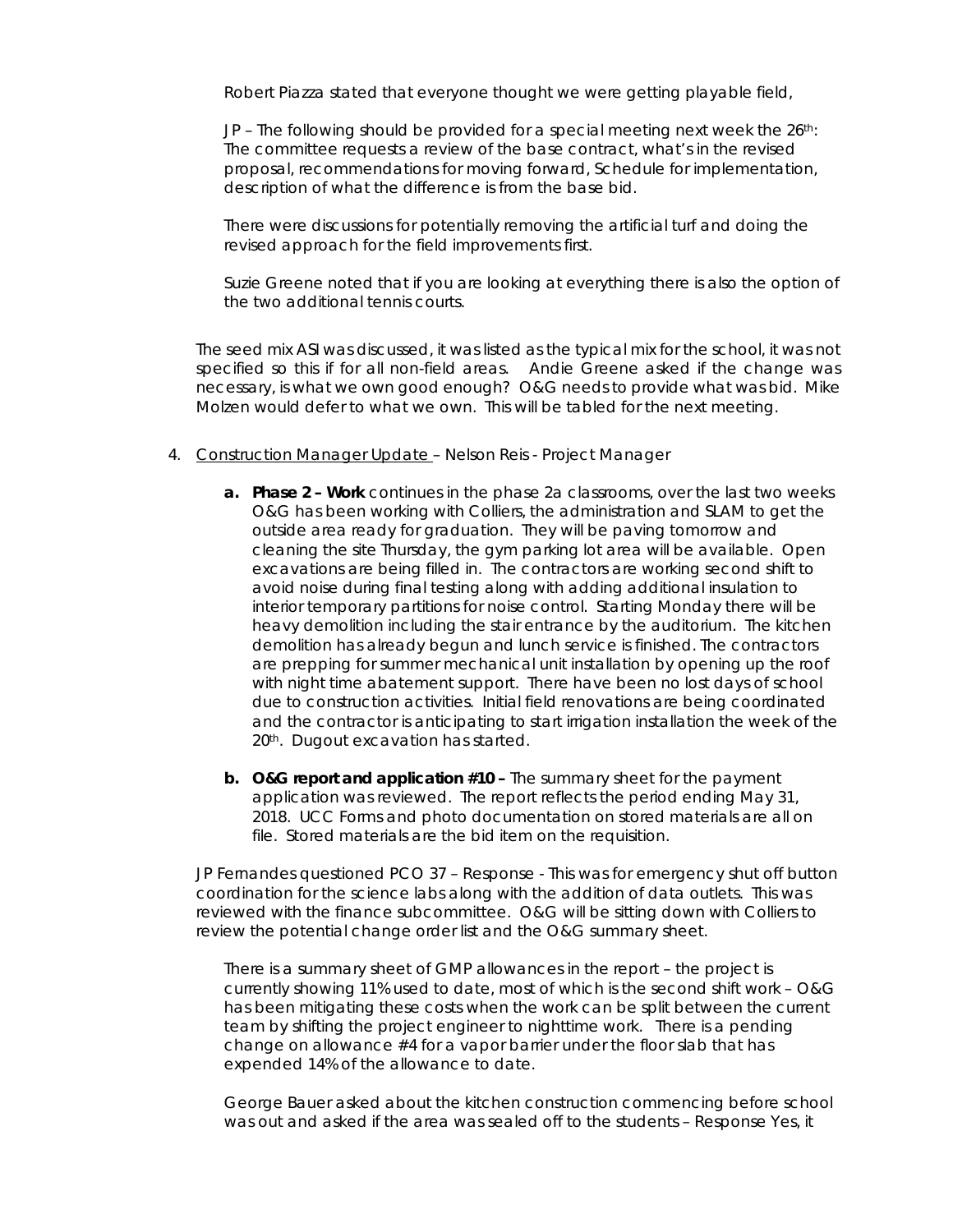Robert Piazza stated that everyone thought we were getting playable field,

JP – The following should be provided for a special meeting next week the 26th: The committee requests a review of the base contract, what's in the revised proposal, recommendations for moving forward, Schedule for implementation, description of what the difference is from the base bid.

There were discussions for potentially removing the artificial turf and doing the revised approach for the field improvements first.

Suzie Greene noted that if you are looking at everything there is also the option of the two additional tennis courts.

The seed mix ASI was discussed, it was listed as the typical mix for the school, it was not specified so this if for all non-field areas. Andie Greene asked if the change was necessary, is what we own good enough? O&G needs to provide what was bid. Mike Molzen would defer to what we own. This will be tabled for the next meeting.

4. Construction Manager Update – Nelson Reis - Project Manager

   a. **Phase 2 – Work** continues in the phase 2a classrooms, over the last two weeks O&G has been working with Colliers, the administration and SLAM to get the outside area ready for graduation. They will be paving tomorrow and cleaning the site Thursday, the gym parking lot area will be available. Open excavations are being filled in. The contractors are working second shift to avoid noise during final testing along with adding additional insulation to interior temporary partitions for noise control. Starting Monday there will be heavy demolition including the stair entrance by the auditorium. The kitchen demolition has already begun and lunch service is finished. The contractors are prepping for summer mechanical unit installation by opening up the roof with night time abatement support. There have been no lost days of school due to construction activities. Initial field renovations are being coordinated and the contractor is anticipating to start irrigation installation the week of the 20th. Dugout excavation has started.

   b. **O&G report and application #10 –** The summary sheet for the payment application was reviewed. The report reflects the period ending May 31, 2018. UCC Forms and photo documentation on stored materials are all on file. Stored materials are the bid item on the requisition.

JP Fernandes questioned PCO 37 – Response - This was for emergency shut off button coordination for the science labs along with the addition of data outlets. This was reviewed with the finance subcommittee. O&G will be sitting down with Colliers to review the potential change order list and the O&G summary sheet.

There is a summary sheet of GMP allowances in the report – the project is currently showing 11% used to date, most of which is the second shift work – O&G has been mitigating these costs when the work can be split between the current team by shifting the project engineer to nighttime work. There is a pending change on allowance #4 for a vapor barrier under the floor slab that has expended 14% of the allowance to date.

George Bauer asked about the kitchen construction commencing before school was out and asked if the area was sealed off to the students – Response Yes, it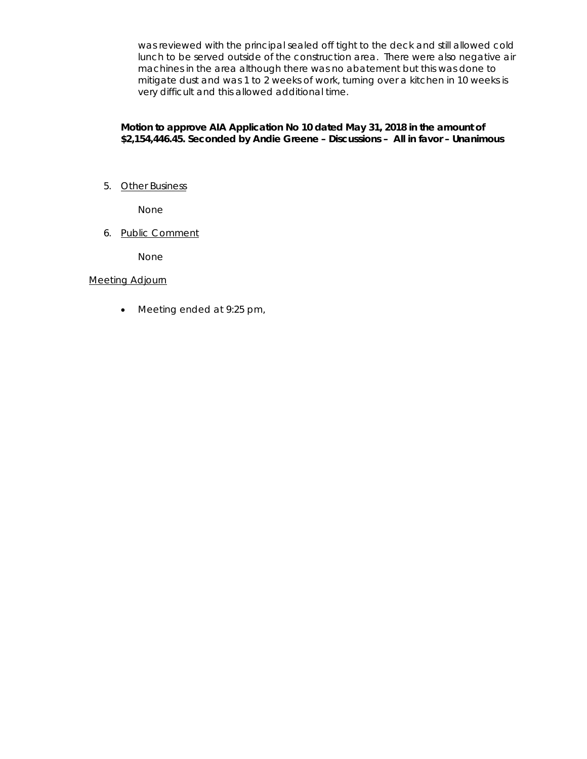was reviewed with the principal sealed off tight to the deck and still allowed cold lunch to be served outside of the construction area. There were also negative air machines in the area although there was no abatement but this was done to mitigate dust and was 1 to 2 weeks of work, turning over a kitchen in 10 weeks is very difficult and this allowed additional time.

**Motion to approve AIA Application No 10 dated May 31, 2018 in the amount of $2,154,446.45. Seconded by Andie Greene – Discussions – All in favor – Unanimous**

5. <u>Other Business</u>

   None

6. <u>Public Comment</u>

   None

<u>Meeting Adjourn</u>

- Meeting ended at 9:25 pm,